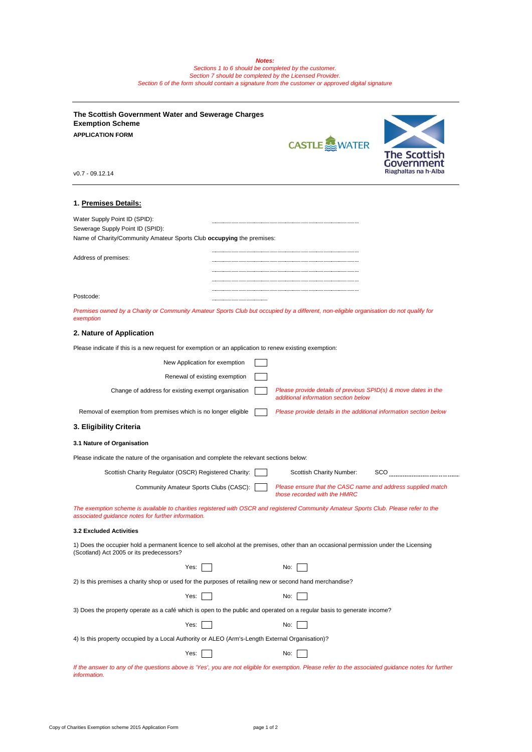*Notes:*
*Sections 1 to 6 should be completed by the customer.*
*Section 7 should be completed by the Licensed Provider.*
*Section 6 of the form should contain a signature from the customer or approved digital signature*

**The Scottish Government Water and Sewerage Charges Exemption Scheme**

**APPLICATION FORM**

CASTLE WATER

The Scottish Government
Riaghaltas na h-Alba

v0.7 - 09.12.14

## 1. Premises Details:

Water Supply Point ID (SPID): ..........................................

Sewerage Supply Point ID (SPID): ..........................................

Name of Charity/Community Amateur Sports Club **occupying** the premises: ..........................................

Address of premises: ..........................................

..........................................

..........................................

..........................................

Postcode: ..........................................

*Premises owned by a Charity or Community Amateur Sports Club but occupied by a different, non-eligible organisation do not qualify for exemption*

## 2. Nature of Application

Please indicate if this is a new request for exemption or an application to renew existing exemption:

- New Application for exemption ☐
- Renewal of existing exemption ☐
- Change of address for existing exempt organisation ☐ *Please provide details of previous SPID(s) & move dates in the additional information section below*
- Removal of exemption from premises which is no longer eligible ☐ *Please provide details in the additional information section below*

## 3. Eligibility Criteria

### 3.1 Nature of Organisation

Please indicate the nature of the organisation and complete the relevant sections below:

- Scottish Charity Regulator (OSCR) Registered Charity: ☐ Scottish Charity Number: SCO ..........................................
- Community Amateur Sports Clubs (CASC): ☐ *Please ensure that the CASC name and address supplied match those recorded with the HMRC*

*The exemption scheme is available to charities registered with OSCR and registered Community Amateur Sports Club. Please refer to the associated guidance notes for further information.*

### 3.2 Excluded Activities

1) Does the occupier hold a permanent licence to sell alcohol at the premises, other than an occasional permission under the Licensing (Scotland) Act 2005 or its predecessors?

Yes: ☐ No: ☐

2) Is this premises a charity shop or used for the purposes of retailing new or second hand merchandise?

Yes: ☐ No: ☐

3) Does the property operate as a café which is open to the public and operated on a regular basis to generate income?

Yes: ☐ No: ☐

4) Is this property occupied by a Local Authority or ALEO (Arm's-Length External Organisation)?

Yes: ☐ No: ☐

*If the answer to any of the questions above is 'Yes', you are not eligible for exemption. Please refer to the associated guidance notes for further information.*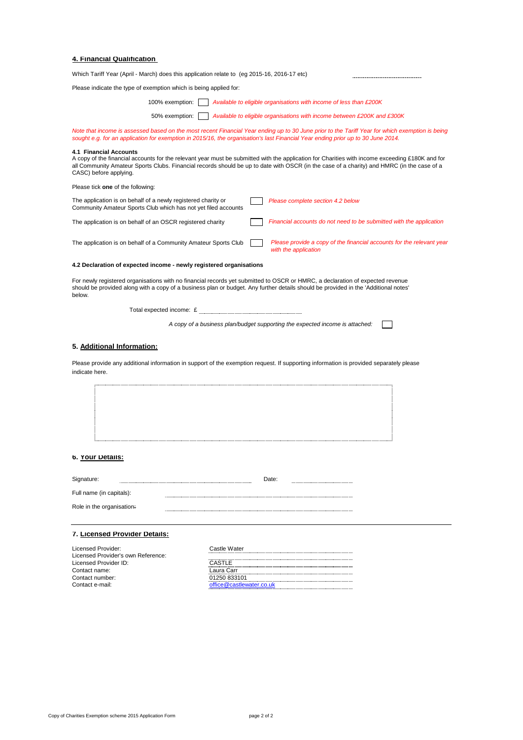## 4. Financial Qualification

Which Tariff Year (April - March) does this application relate to (eg 2015-16, 2016-17 etc) ..............................

Please indicate the type of exemption which is being applied for:

100% exemption: ☐ *Available to eligible organisations with income of less than £200K*

50% exemption: ☐ *Available to eligible organisations with income between £200K and £300K*

*Note that income is assessed based on the most recent Financial Year ending up to 30 June prior to the Tariff Year for which exemption is being sought e.g. for an application for exemption in 2015/16, the organisation's last Financial Year ending prior up to 30 June 2014.*

### 4.1 Financial Accounts

A copy of the financial accounts for the relevant year must be submitted with the application for Charities with income exceeding £180K and for all Community Amateur Sports Clubs. Financial records should be up to date with OSCR (in the case of a charity) and HMRC (in the case of a CASC) before applying.

Please tick **one** of the following:

| | | |
|---|---|---|
| The application is on behalf of a newly registered charity or Community Amateur Sports Club which has not yet filed accounts | ☐ | *Please complete section 4.2 below* |
| The application is on behalf of an OSCR registered charity | ☐ | *Financial accounts do not need to be submitted with the application* |
| The application is on behalf of a Community Amateur Sports Club | ☐ | *Please provide a copy of the financial accounts for the relevant year with the application* |

### 4.2 Declaration of expected income - newly registered organisations

For newly registered organisations with no financial records yet submitted to OSCR or HMRC, a declaration of expected revenue should be provided along with a copy of a business plan or budget. Any further details should be provided in the 'Additional notes' below.

Total expected income: £ ..............................

*A copy of a business plan/budget supporting the expected income is attached:* ☐

## 5. Additional Information:

Please provide any additional information in support of the exemption request. If supporting information is provided separately please indicate here.

## 6. Your Details:

Signature: .............................. Date: ..............................

Full name (in capitals): ..............................

Role in the organisation: ..............................

## 7. Licensed Provider Details:

| | |
|---|---|
| Licensed Provider: | Castle Water |
| Licensed Provider's own Reference: | |
| Licensed Provider ID: | CASTLE |
| Contact name: | Laura Carr |
| Contact number: | 01250 833101 |
| Contact e-mail: | office@castlewater.co.uk |

Copy of Charities Exemption scheme 2015 Application Form